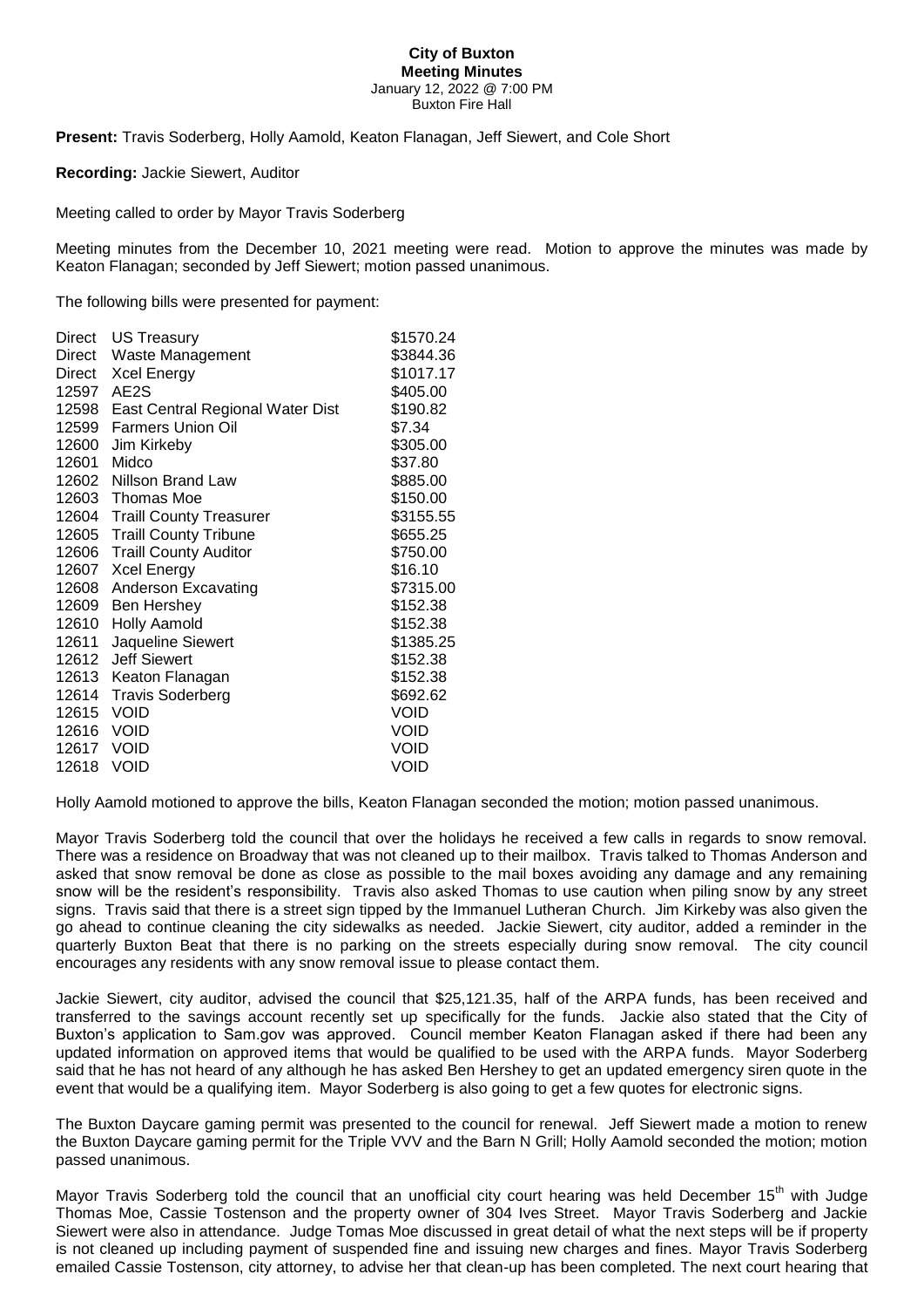**City of Buxton**
**Meeting Minutes**
January 12, 2022 @ 7:00 PM
Buxton Fire Hall

**Present:** Travis Soderberg, Holly Aamold, Keaton Flanagan, Jeff Siewert, and Cole Short

**Recording:** Jackie Siewert, Auditor

Meeting called to order by Mayor Travis Soderberg

Meeting minutes from the December 10, 2021 meeting were read. Motion to approve the minutes was made by Keaton Flanagan; seconded by Jeff Siewert; motion passed unanimous.

The following bills were presented for payment:

| | | |
|---|---|---|
| Direct | US Treasury | $1570.24 |
| Direct | Waste Management | $3844.36 |
| Direct | Xcel Energy | $1017.17 |
| 12597 | AE2S | $405.00 |
| 12598 | East Central Regional Water Dist | $190.82 |
| 12599 | Farmers Union Oil | $7.34 |
| 12600 | Jim Kirkeby | $305.00 |
| 12601 | Midco | $37.80 |
| 12602 | Nillson Brand Law | $885.00 |
| 12603 | Thomas Moe | $150.00 |
| 12604 | Traill County Treasurer | $3155.55 |
| 12605 | Traill County Tribune | $655.25 |
| 12606 | Traill County Auditor | $750.00 |
| 12607 | Xcel Energy | $16.10 |
| 12608 | Anderson Excavating | $7315.00 |
| 12609 | Ben Hershey | $152.38 |
| 12610 | Holly Aamold | $152.38 |
| 12611 | Jaqueline Siewert | $1385.25 |
| 12612 | Jeff Siewert | $152.38 |
| 12613 | Keaton Flanagan | $152.38 |
| 12614 | Travis Soderberg | $692.62 |
| 12615 | VOID | VOID |
| 12616 | VOID | VOID |
| 12617 | VOID | VOID |
| 12618 | VOID | VOID |

Holly Aamold motioned to approve the bills, Keaton Flanagan seconded the motion; motion passed unanimous.

Mayor Travis Soderberg told the council that over the holidays he received a few calls in regards to snow removal. There was a residence on Broadway that was not cleaned up to their mailbox. Travis talked to Thomas Anderson and asked that snow removal be done as close as possible to the mail boxes avoiding any damage and any remaining snow will be the resident's responsibility. Travis also asked Thomas to use caution when piling snow by any street signs. Travis said that there is a street sign tipped by the Immanuel Lutheran Church. Jim Kirkeby was also given the go ahead to continue cleaning the city sidewalks as needed. Jackie Siewert, city auditor, added a reminder in the quarterly Buxton Beat that there is no parking on the streets especially during snow removal. The city council encourages any residents with any snow removal issue to please contact them.

Jackie Siewert, city auditor, advised the council that $25,121.35, half of the ARPA funds, has been received and transferred to the savings account recently set up specifically for the funds. Jackie also stated that the City of Buxton's application to Sam.gov was approved. Council member Keaton Flanagan asked if there had been any updated information on approved items that would be qualified to be used with the ARPA funds. Mayor Soderberg said that he has not heard of any although he has asked Ben Hershey to get an updated emergency siren quote in the event that would be a qualifying item. Mayor Soderberg is also going to get a few quotes for electronic signs.

The Buxton Daycare gaming permit was presented to the council for renewal. Jeff Siewert made a motion to renew the Buxton Daycare gaming permit for the Triple VVV and the Barn N Grill; Holly Aamold seconded the motion; motion passed unanimous.

Mayor Travis Soderberg told the council that an unofficial city court hearing was held December 15th with Judge Thomas Moe, Cassie Tostenson and the property owner of 304 Ives Street. Mayor Travis Soderberg and Jackie Siewert were also in attendance. Judge Tomas Moe discussed in great detail of what the next steps will be if property is not cleaned up including payment of suspended fine and issuing new charges and fines. Mayor Travis Soderberg emailed Cassie Tostenson, city attorney, to advise her that clean-up has been completed. The next court hearing that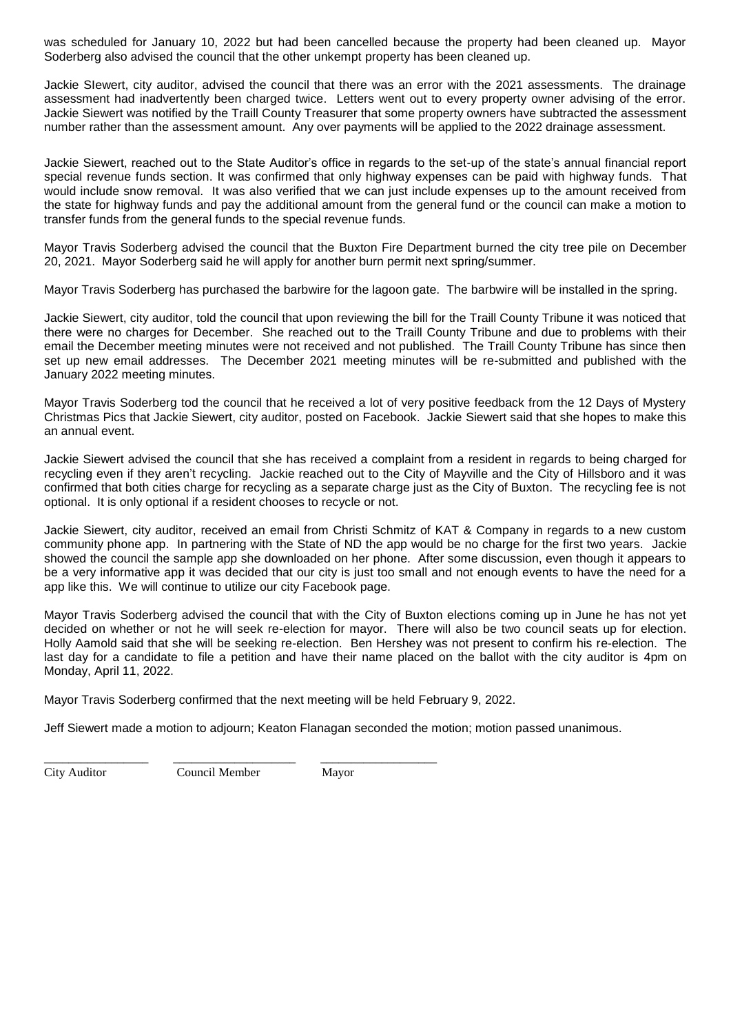was scheduled for January 10, 2022 but had been cancelled because the property had been cleaned up. Mayor Soderberg also advised the council that the other unkempt property has been cleaned up.

Jackie SIewert, city auditor, advised the council that there was an error with the 2021 assessments. The drainage assessment had inadvertently been charged twice. Letters went out to every property owner advising of the error. Jackie Siewert was notified by the Traill County Treasurer that some property owners have subtracted the assessment number rather than the assessment amount. Any over payments will be applied to the 2022 drainage assessment.

Jackie Siewert, reached out to the State Auditor's office in regards to the set-up of the state's annual financial report special revenue funds section. It was confirmed that only highway expenses can be paid with highway funds. That would include snow removal. It was also verified that we can just include expenses up to the amount received from the state for highway funds and pay the additional amount from the general fund or the council can make a motion to transfer funds from the general funds to the special revenue funds.

Mayor Travis Soderberg advised the council that the Buxton Fire Department burned the city tree pile on December 20, 2021. Mayor Soderberg said he will apply for another burn permit next spring/summer.

Mayor Travis Soderberg has purchased the barbwire for the lagoon gate. The barbwire will be installed in the spring.

Jackie Siewert, city auditor, told the council that upon reviewing the bill for the Traill County Tribune it was noticed that there were no charges for December. She reached out to the Traill County Tribune and due to problems with their email the December meeting minutes were not received and not published. The Traill County Tribune has since then set up new email addresses. The December 2021 meeting minutes will be re-submitted and published with the January 2022 meeting minutes.

Mayor Travis Soderberg tod the council that he received a lot of very positive feedback from the 12 Days of Mystery Christmas Pics that Jackie Siewert, city auditor, posted on Facebook. Jackie Siewert said that she hopes to make this an annual event.

Jackie Siewert advised the council that she has received a complaint from a resident in regards to being charged for recycling even if they aren't recycling. Jackie reached out to the City of Mayville and the City of Hillsboro and it was confirmed that both cities charge for recycling as a separate charge just as the City of Buxton. The recycling fee is not optional. It is only optional if a resident chooses to recycle or not.

Jackie Siewert, city auditor, received an email from Christi Schmitz of KAT & Company in regards to a new custom community phone app. In partnering with the State of ND the app would be no charge for the first two years. Jackie showed the council the sample app she downloaded on her phone. After some discussion, even though it appears to be a very informative app it was decided that our city is just too small and not enough events to have the need for a app like this. We will continue to utilize our city Facebook page.

Mayor Travis Soderberg advised the council that with the City of Buxton elections coming up in June he has not yet decided on whether or not he will seek re-election for mayor. There will also be two council seats up for election. Holly Aamold said that she will be seeking re-election. Ben Hershey was not present to confirm his re-election. The last day for a candidate to file a petition and have their name placed on the ballot with the city auditor is 4pm on Monday, April 11, 2022.

Mayor Travis Soderberg confirmed that the next meeting will be held February 9, 2022.

Jeff Siewert made a motion to adjourn; Keaton Flanagan seconded the motion; motion passed unanimous.

________________ ___________________ __________________

City Auditor Council Member Mayor